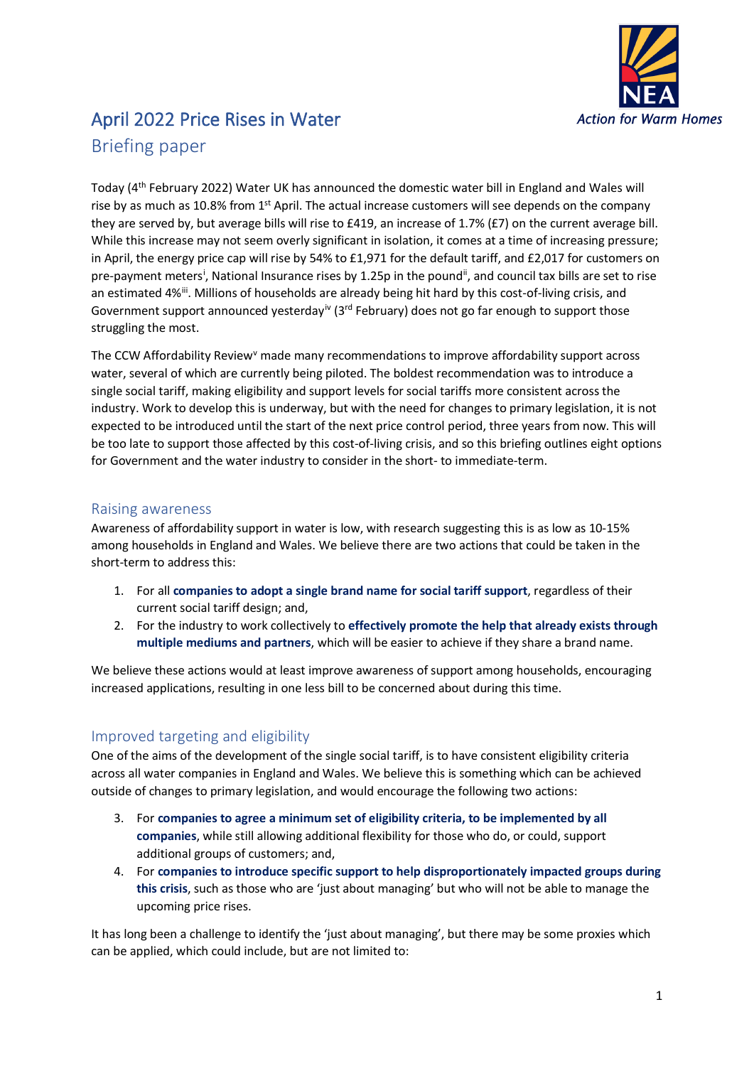# April 2022 Price Rises in Water

## Briefing paper

Today (4th February 2022) Water UK has announced the domestic water bill in England and Wales will rise by as much as 10.8% from 1st April. The actual increase customers will see depends on the company they are served by, but average bills will rise to £419, an increase of 1.7% (£7) on the current average bill. While this increase may not seem overly significant in isolation, it comes at a time of increasing pressure; in April, the energy price cap will rise by 54% to £1,971 for the default tariff, and £2,017 for customers on pre-payment meters[i], National Insurance rises by 1.25p in the pound[ii], and council tax bills are set to rise an estimated 4%[iii]. Millions of households are already being hit hard by this cost-of-living crisis, and Government support announced yesterday[iv] (3rd February) does not go far enough to support those struggling the most.

The CCW Affordability Review[v] made many recommendations to improve affordability support across water, several of which are currently being piloted. The boldest recommendation was to introduce a single social tariff, making eligibility and support levels for social tariffs more consistent across the industry. Work to develop this is underway, but with the need for changes to primary legislation, it is not expected to be introduced until the start of the next price control period, three years from now. This will be too late to support those affected by this cost-of-living crisis, and so this briefing outlines eight options for Government and the water industry to consider in the short- to immediate-term.

### Raising awareness

Awareness of affordability support in water is low, with research suggesting this is as low as 10-15% among households in England and Wales. We believe there are two actions that could be taken in the short-term to address this:

1. For all **companies to adopt a single brand name for social tariff support**, regardless of their current social tariff design; and,
2. For the industry to work collectively to **effectively promote the help that already exists through multiple mediums and partners**, which will be easier to achieve if they share a brand name.

We believe these actions would at least improve awareness of support among households, encouraging increased applications, resulting in one less bill to be concerned about during this time.

### Improved targeting and eligibility

One of the aims of the development of the single social tariff, is to have consistent eligibility criteria across all water companies in England and Wales. We believe this is something which can be achieved outside of changes to primary legislation, and would encourage the following two actions:

3. For **companies to agree a minimum set of eligibility criteria, to be implemented by all companies**, while still allowing additional flexibility for those who do, or could, support additional groups of customers; and,
4. For **companies to introduce specific support to help disproportionately impacted groups during this crisis**, such as those who are 'just about managing' but who will not be able to manage the upcoming price rises.

It has long been a challenge to identify the 'just about managing', but there may be some proxies which can be applied, which could include, but are not limited to: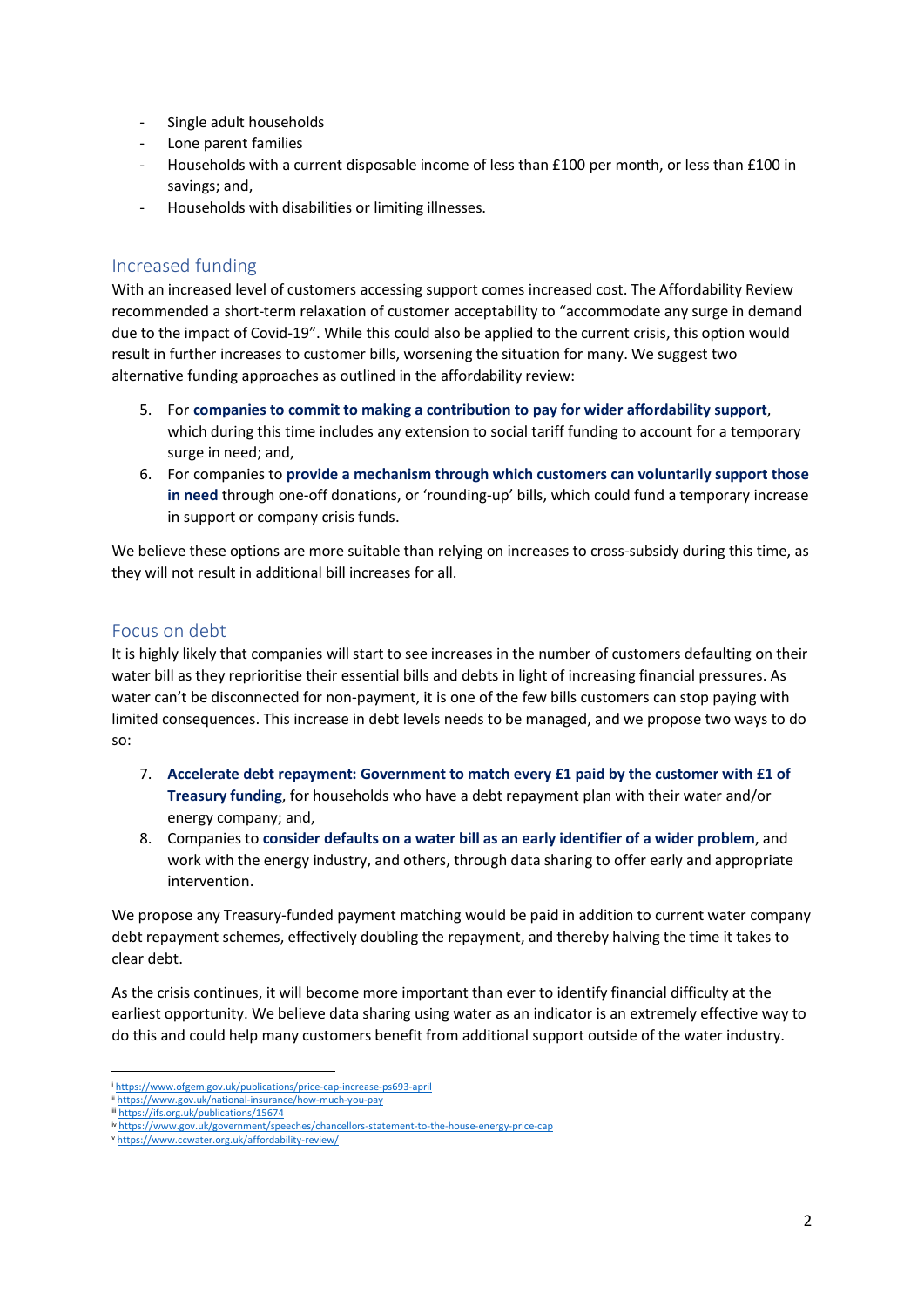- Single adult households
- Lone parent families
- Households with a current disposable income of less than £100 per month, or less than £100 in savings; and,
- Households with disabilities or limiting illnesses.

## Increased funding

With an increased level of customers accessing support comes increased cost. The Affordability Review recommended a short-term relaxation of customer acceptability to "accommodate any surge in demand due to the impact of Covid-19". While this could also be applied to the current crisis, this option would result in further increases to customer bills, worsening the situation for many. We suggest two alternative funding approaches as outlined in the affordability review:

5. For **companies to commit to making a contribution to pay for wider affordability support**, which during this time includes any extension to social tariff funding to account for a temporary surge in need; and,
6. For companies to **provide a mechanism through which customers can voluntarily support those in need** through one-off donations, or 'rounding-up' bills, which could fund a temporary increase in support or company crisis funds.

We believe these options are more suitable than relying on increases to cross-subsidy during this time, as they will not result in additional bill increases for all.

## Focus on debt

It is highly likely that companies will start to see increases in the number of customers defaulting on their water bill as they reprioritise their essential bills and debts in light of increasing financial pressures. As water can't be disconnected for non-payment, it is one of the few bills customers can stop paying with limited consequences. This increase in debt levels needs to be managed, and we propose two ways to do so:

7. **Accelerate debt repayment: Government to match every £1 paid by the customer with £1 of Treasury funding**, for households who have a debt repayment plan with their water and/or energy company; and,
8. Companies to **consider defaults on a water bill as an early identifier of a wider problem**, and work with the energy industry, and others, through data sharing to offer early and appropriate intervention.

We propose any Treasury-funded payment matching would be paid in addition to current water company debt repayment schemes, effectively doubling the repayment, and thereby halving the time it takes to clear debt.

As the crisis continues, it will become more important than ever to identify financial difficulty at the earliest opportunity. We believe data sharing using water as an indicator is an extremely effective way to do this and could help many customers benefit from additional support outside of the water industry.

---

[i] https://www.ofgem.gov.uk/publications/price-cap-increase-ps693-april
[ii] https://www.gov.uk/national-insurance/how-much-you-pay
[iii] https://ifs.org.uk/publications/15674
[iv] https://www.gov.uk/government/speeches/chancellors-statement-to-the-house-energy-price-cap
[v] https://www.ccwater.org.uk/affordability-review/